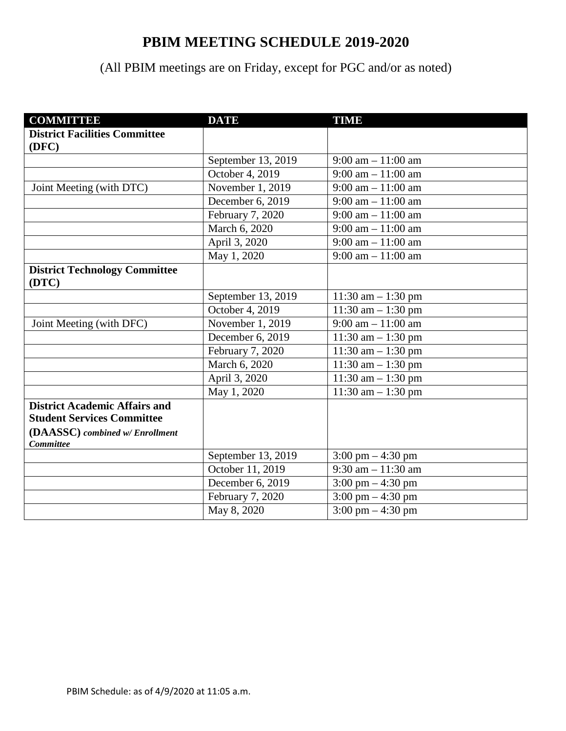# PBIM MEETING SCHEDULE 2019-2020

(All PBIM meetings are on Friday, except for PGC and/or as noted)

| COMMITTEE | DATE | TIME |
|---|---|---|
| **District Facilities Committee (DFC)** | | |
| | September 13, 2019 | 9:00 am – 11:00 am |
| | October 4, 2019 | 9:00 am – 11:00 am |
| Joint Meeting (with DTC) | November 1, 2019 | 9:00 am – 11:00 am |
| | December 6, 2019 | 9:00 am – 11:00 am |
| | February 7, 2020 | 9:00 am – 11:00 am |
| | March 6, 2020 | 9:00 am – 11:00 am |
| | April 3, 2020 | 9:00 am – 11:00 am |
| | May 1, 2020 | 9:00 am – 11:00 am |
| **District Technology Committee (DTC)** | | |
| | September 13, 2019 | 11:30 am – 1:30 pm |
| | October 4, 2019 | 11:30 am – 1:30 pm |
| Joint Meeting (with DFC) | November 1, 2019 | 9:00 am – 11:00 am |
| | December 6, 2019 | 11:30 am – 1:30 pm |
| | February 7, 2020 | 11:30 am – 1:30 pm |
| | March 6, 2020 | 11:30 am – 1:30 pm |
| | April 3, 2020 | 11:30 am – 1:30 pm |
| | May 1, 2020 | 11:30 am – 1:30 pm |
| **District Academic Affairs and Student Services Committee (DAASSC)** ***combined w/ Enrollment Committee*** | | |
| | September 13, 2019 | 3:00 pm – 4:30 pm |
| | October 11, 2019 | 9:30 am – 11:30 am |
| | December 6, 2019 | 3:00 pm – 4:30 pm |
| | February 7, 2020 | 3:00 pm – 4:30 pm |
| | May 8, 2020 | 3:00 pm – 4:30 pm |

PBIM Schedule: as of 4/9/2020 at 11:05 a.m.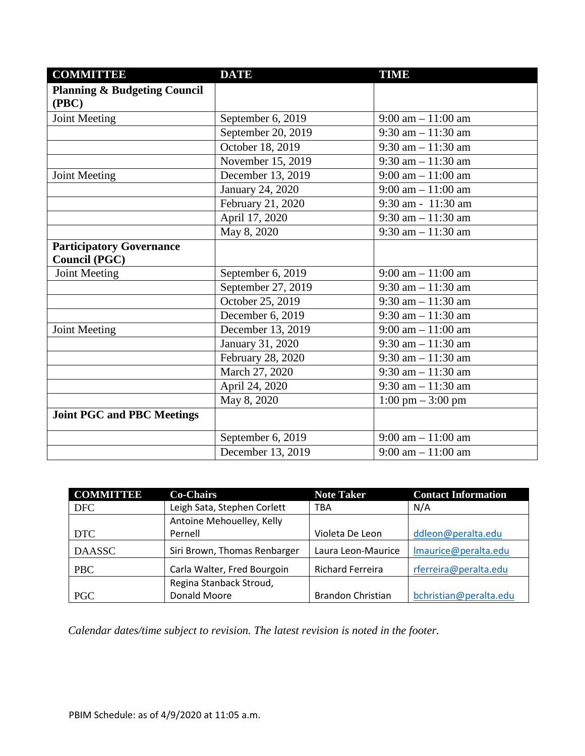| COMMITTEE | DATE | TIME |
|---|---|---|
| **Planning & Budgeting Council (PBC)** | | |
| Joint Meeting | September 6, 2019 | 9:00 am – 11:00 am |
| | September 20, 2019 | 9:30 am – 11:30 am |
| | October 18, 2019 | 9:30 am – 11:30 am |
| | November 15, 2019 | 9:30 am – 11:30 am |
| Joint Meeting | December 13, 2019 | 9:00 am – 11:00 am |
| | January 24, 2020 | 9:00 am – 11:00 am |
| | February 21, 2020 | 9:30 am - 11:30 am |
| | April 17, 2020 | 9:30 am – 11:30 am |
| | May 8, 2020 | 9:30 am – 11:30 am |
| **Participatory Governance Council (PGC)** | | |
| Joint Meeting | September 6, 2019 | 9:00 am – 11:00 am |
| | September 27, 2019 | 9:30 am – 11:30 am |
| | October 25, 2019 | 9:30 am – 11:30 am |
| | December 6, 2019 | 9:30 am – 11:30 am |
| Joint Meeting | December 13, 2019 | 9:00 am – 11:00 am |
| | January 31, 2020 | 9:30 am – 11:30 am |
| | February 28, 2020 | 9:30 am – 11:30 am |
| | March 27, 2020 | 9:30 am – 11:30 am |
| | April 24, 2020 | 9:30 am – 11:30 am |
| | May 8, 2020 | 1:00 pm – 3:00 pm |
| **Joint PGC and PBC Meetings** | | |
| | September 6, 2019 | 9:00 am – 11:00 am |
| | December 13, 2019 | 9:00 am – 11:00 am |

| COMMITTEE | Co-Chairs | Note Taker | Contact Information |
|---|---|---|---|
| DFC | Leigh Sata, Stephen Corlett | TBA | N/A |
| DTC | Antoine Mehouelley, Kelly Pernell | Violeta De Leon | ddleon@peralta.edu |
| DAASSC | Siri Brown, Thomas Renbarger | Laura Leon-Maurice | lmaurice@peralta.edu |
| PBC | Carla Walter, Fred Bourgoin | Richard Ferreira | rferreira@peralta.edu |
| PGC | Regina Stanback Stroud, Donald Moore | Brandon Christian | bchristian@peralta.edu |

*Calendar dates/time subject to revision. The latest revision is noted in the footer.*

PBIM Schedule: as of 4/9/2020 at 11:05 a.m.